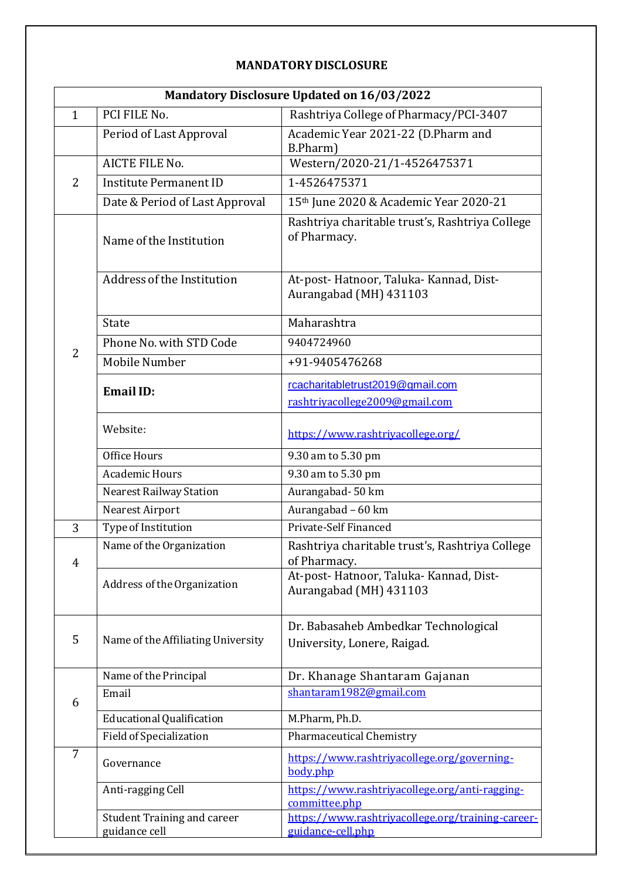# MANDATORY DISCLOSURE

| Mandatory Disclosure Updated on 16/03/2022 | | |
|---|---|---|
| 1 | PCI FILE No. | Rashtriya College of Pharmacy/PCI-3407 |
| | Period of Last Approval | Academic Year 2021-22 (D.Pharm and B.Pharm) |
| 2 | AICTE FILE No. | Western/2020-21/1-4526475371 |
| | Institute Permanent ID | 1-4526475371 |
| | Date & Period of Last Approval | 15th June 2020 & Academic Year 2020-21 |
| 2 | Name of the Institution | Rashtriya charitable trust's, Rashtriya College of Pharmacy. |
| | Address of the Institution | At-post- Hatnoor, Taluka- Kannad, Dist- Aurangabad (MH) 431103 |
| | State | Maharashtra |
| | Phone No. with STD Code | 9404724960 |
| | Mobile Number | +91-9405476268 |
| | **Email ID:** | rcacharitabletrust2019@gmail.com<br>rashtriyacollege2009@gmail.com |
| | Website: | https://www.rashtriyacollege.org/ |
| | Office Hours | 9.30 am to 5.30 pm |
| | Academic Hours | 9.30 am to 5.30 pm |
| | Nearest Railway Station | Aurangabad- 50 km |
| | Nearest Airport | Aurangabad – 60 km |
| 3 | Type of Institution | Private-Self Financed |
| 4 | Name of the Organization | Rashtriya charitable trust's, Rashtriya College of Pharmacy. |
| | Address of the Organization | At-post- Hatnoor, Taluka- Kannad, Dist- Aurangabad (MH) 431103 |
| 5 | Name of the Affiliating University | Dr. Babasaheb Ambedkar Technological University, Lonere, Raigad. |
| 6 | Name of the Principal | Dr. Khanage Shantaram Gajanan |
| | Email | shantaram1982@gmail.com |
| | Educational Qualification | M.Pharm, Ph.D. |
| | Field of Specialization | Pharmaceutical Chemistry |
| 7 | Governance | https://www.rashtriyacollege.org/governing-body.php |
| | Anti-ragging Cell | https://www.rashtriyacollege.org/anti-ragging-committee.php |
| | Student Training and career guidance cell | https://www.rashtriyacollege.org/training-career-guidance-cell.php |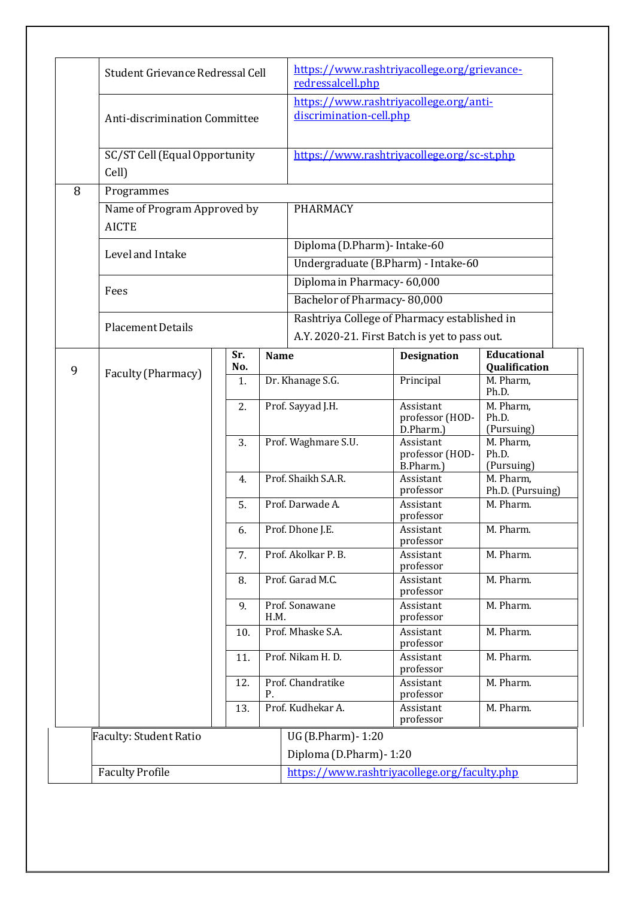| | | |
|---|---|---|
| | Student Grievance Redressal Cell | [https://www.rashtriyacollege.org/grievance-redressalcell.php](https://www.rashtriyacollege.org/grievance-redressalcell.php) |
| | Anti-discrimination Committee | [https://www.rashtriyacollege.org/anti-discrimination-cell.php](https://www.rashtriyacollege.org/anti-discrimination-cell.php) |
| | SC/ST Cell (Equal Opportunity Cell) | [https://www.rashtriyacollege.org/sc-st.php](https://www.rashtriyacollege.org/sc-st.php) |
| 8 | Programmes | |
| | Name of Program Approved by AICTE | PHARMACY |
| | Level and Intake | Diploma (D.Pharm)- Intake-60 |
| | | Undergraduate (B.Pharm) - Intake-60 |
| | Fees | Diploma in Pharmacy- 60,000 |
| | | Bachelor of Pharmacy- 80,000 |
| | Placement Details | Rashtriya College of Pharmacy established in A.Y. 2020-21. First Batch is yet to pass out. |

| | | Sr. No. | Name | Designation | Educational Qualification |
|---|---|---|---|---|---|
| 9 | Faculty (Pharmacy) | 1. | Dr. Khanage S.G. | Principal | M. Pharm, Ph.D. |
| | | 2. | Prof. Sayyad J.H. | Assistant professor (HOD-D.Pharm.) | M. Pharm, Ph.D. (Pursuing) |
| | | 3. | Prof. Waghmare S.U. | Assistant professor (HOD-B.Pharm.) | M. Pharm, Ph.D. (Pursuing) |
| | | 4. | Prof. Shaikh S.A.R. | Assistant professor | M. Pharm, Ph.D. (Pursuing) |
| | | 5. | Prof. Darwade A. | Assistant professor | M. Pharm. |
| | | 6. | Prof. Dhone J.E. | Assistant professor | M. Pharm. |
| | | 7. | Prof. Akolkar P. B. | Assistant professor | M. Pharm. |
| | | 8. | Prof. Garad M.C. | Assistant professor | M. Pharm. |
| | | 9. | Prof. Sonawane H.M. | Assistant professor | M. Pharm. |
| | | 10. | Prof. Mhaske S.A. | Assistant professor | M. Pharm. |
| | | 11. | Prof. Nikam H. D. | Assistant professor | M. Pharm. |
| | | 12. | Prof. Chandratike P. | Assistant professor | M. Pharm. |
| | | 13. | Prof. Kudhekar A. | Assistant professor | M. Pharm. |

| | | |
|---|---|---|
| | Faculty: Student Ratio | UG (B.Pharm)- 1:20<br>Diploma (D.Pharm)- 1:20 |
| | Faculty Profile | [https://www.rashtriyacollege.org/faculty.php](https://www.rashtriyacollege.org/faculty.php) |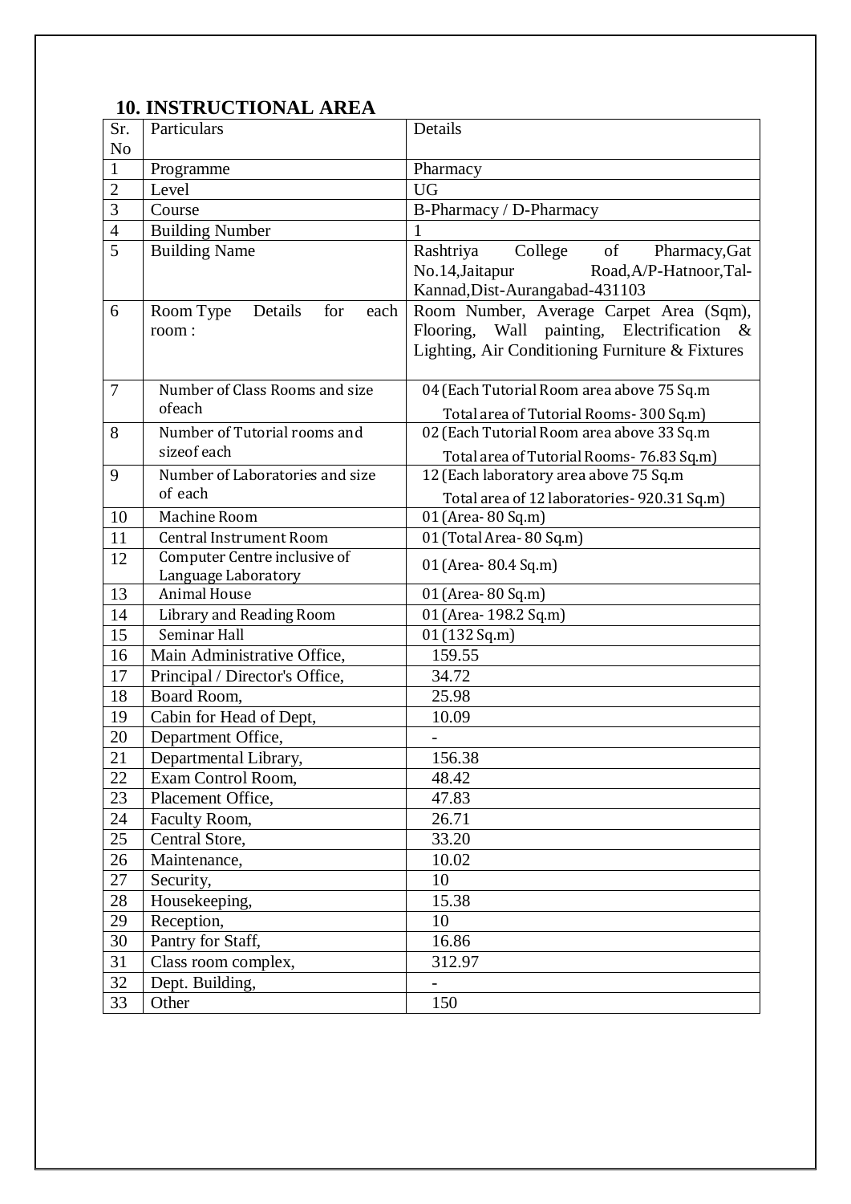## 10. INSTRUCTIONAL AREA

| Sr. No | Particulars | Details |
|---|---|---|
| 1 | Programme | Pharmacy |
| 2 | Level | UG |
| 3 | Course | B-Pharmacy / D-Pharmacy |
| 4 | Building Number | 1 |
| 5 | Building Name | Rashtriya College of Pharmacy,Gat No.14,Jaitapur Road,A/P-Hatnoor,Tal-Kannad,Dist-Aurangabad-431103 |
| 6 | Room Type Details for each room : | Room Number, Average Carpet Area (Sqm), Flooring, Wall painting, Electrification & Lighting, Air Conditioning Furniture & Fixtures |
| 7 | Number of Class Rooms and size ofeach | 04 (Each Tutorial Room area above 75 Sq.m Total area of Tutorial Rooms- 300 Sq.m) |
| 8 | Number of Tutorial rooms and sizeof each | 02 (Each Tutorial Room area above 33 Sq.m Total area of Tutorial Rooms- 76.83 Sq.m) |
| 9 | Number of Laboratories and size of each | 12 (Each laboratory area above 75 Sq.m Total area of 12 laboratories- 920.31 Sq.m) |
| 10 | Machine Room | 01 (Area- 80 Sq.m) |
| 11 | Central Instrument Room | 01 (Total Area- 80 Sq.m) |
| 12 | Computer Centre inclusive of Language Laboratory | 01 (Area- 80.4 Sq.m) |
| 13 | Animal House | 01 (Area- 80 Sq.m) |
| 14 | Library and Reading Room | 01 (Area- 198.2 Sq.m) |
| 15 | Seminar Hall | 01 (132 Sq.m) |
| 16 | Main Administrative Office, | 159.55 |
| 17 | Principal / Director's Office, | 34.72 |
| 18 | Board Room, | 25.98 |
| 19 | Cabin for Head of Dept, | 10.09 |
| 20 | Department Office, | - |
| 21 | Departmental Library, | 156.38 |
| 22 | Exam Control Room, | 48.42 |
| 23 | Placement Office, | 47.83 |
| 24 | Faculty Room, | 26.71 |
| 25 | Central Store, | 33.20 |
| 26 | Maintenance, | 10.02 |
| 27 | Security, | 10 |
| 28 | Housekeeping, | 15.38 |
| 29 | Reception, | 10 |
| 30 | Pantry for Staff, | 16.86 |
| 31 | Class room complex, | 312.97 |
| 32 | Dept. Building, | - |
| 33 | Other | 150 |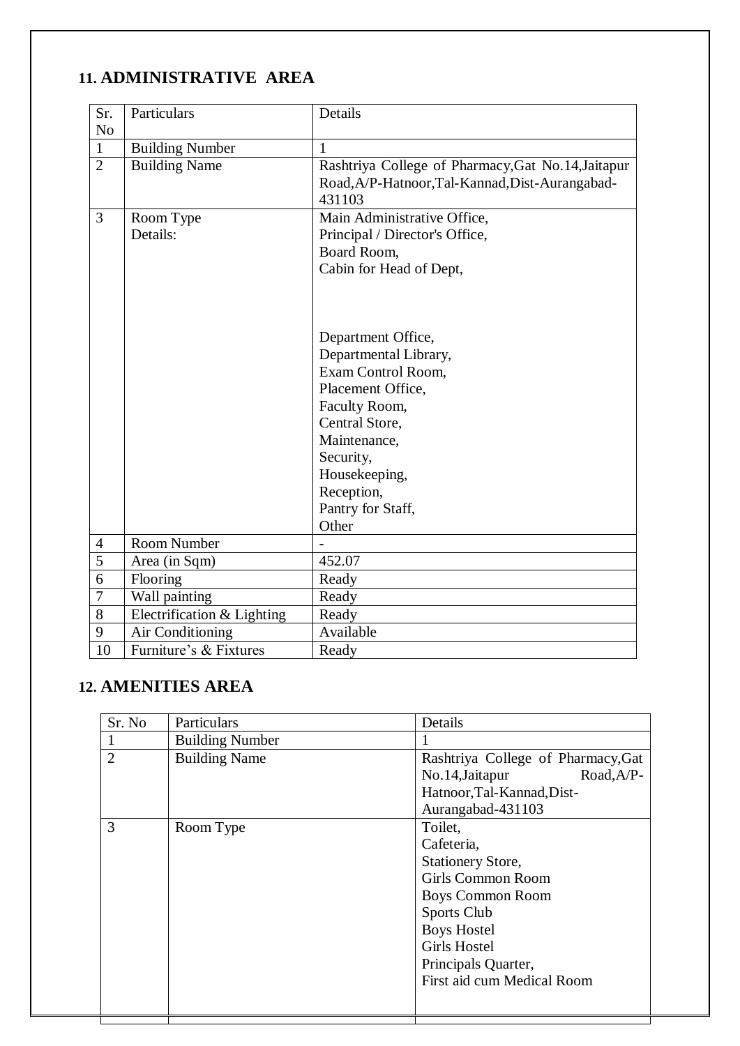## 11. ADMINISTRATIVE AREA

| Sr. No | Particulars | Details |
|---|---|---|
| 1 | Building Number | 1 |
| 2 | Building Name | Rashtriya College of Pharmacy,Gat No.14,Jaitapur Road,A/P-Hatnoor,Tal-Kannad,Dist-Aurangabad-431103 |
| 3 | Room Type Details: | Main Administrative Office, Principal / Director's Office, Board Room, Cabin for Head of Dept, Department Office, Departmental Library, Exam Control Room, Placement Office, Faculty Room, Central Store, Maintenance, Security, Housekeeping, Reception, Pantry for Staff, Other |
| 4 | Room Number | - |
| 5 | Area (in Sqm) | 452.07 |
| 6 | Flooring | Ready |
| 7 | Wall painting | Ready |
| 8 | Electrification & Lighting | Ready |
| 9 | Air Conditioning | Available |
| 10 | Furniture's & Fixtures | Ready |

## 12. AMENITIES AREA

| Sr. No | Particulars | Details |
|---|---|---|
| 1 | Building Number | 1 |
| 2 | Building Name | Rashtriya College of Pharmacy,Gat No.14,Jaitapur Road,A/P-Hatnoor,Tal-Kannad,Dist-Aurangabad-431103 |
| 3 | Room Type | Toilet, Cafeteria, Stationery Store, Girls Common Room Boys Common Room Sports Club Boys Hostel Girls Hostel Principals Quarter, First aid cum Medical Room |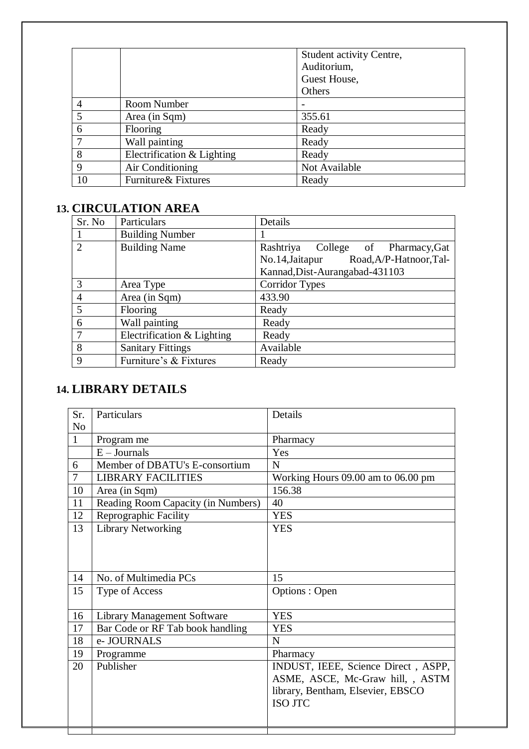| | | |
|---|---|---|
| | | Student activity Centre,<br>Auditorium,<br>Guest House,<br>Others |
| 4 | Room Number | - |
| 5 | Area (in Sqm) | 355.61 |
| 6 | Flooring | Ready |
| 7 | Wall painting | Ready |
| 8 | Electrification & Lighting | Ready |
| 9 | Air Conditioning | Not Available |
| 10 | Furniture& Fixtures | Ready |

## 13. CIRCULATION AREA

| Sr. No | Particulars | Details |
|---|---|---|
| 1 | Building Number | 1 |
| 2 | Building Name | Rashtriya College of Pharmacy,Gat No.14,Jaitapur Road,A/P-Hatnoor,Tal-Kannad,Dist-Aurangabad-431103 |
| 3 | Area Type | Corridor Types |
| 4 | Area (in Sqm) | 433.90 |
| 5 | Flooring | Ready |
| 6 | Wall painting | Ready |
| 7 | Electrification & Lighting | Ready |
| 8 | Sanitary Fittings | Available |
| 9 | Furniture's & Fixtures | Ready |

## 14. LIBRARY DETAILS

| Sr. No | Particulars | Details |
|---|---|---|
| 1 | Program me | Pharmacy |
| | E – Journals | Yes |
| 6 | Member of DBATU's E-consortium | N |
| 7 | LIBRARY FACILITIES | Working Hours 09.00 am to 06.00 pm |
| 10 | Area (in Sqm) | 156.38 |
| 11 | Reading Room Capacity (in Numbers) | 40 |
| 12 | Reprographic Facility | YES |
| 13 | Library Networking | YES |
| 14 | No. of Multimedia PCs | 15 |
| 15 | Type of Access | Options : Open |
| 16 | Library Management Software | YES |
| 17 | Bar Code or RF Tab book handling | YES |
| 18 | e- JOURNALS | N |
| 19 | Programme | Pharmacy |
| 20 | Publisher | INDUST, IEEE, Science Direct , ASPP, ASME, ASCE, Mc-Graw hill, , ASTM library, Bentham, Elsevier, EBSCO ISO JTC |
| | | |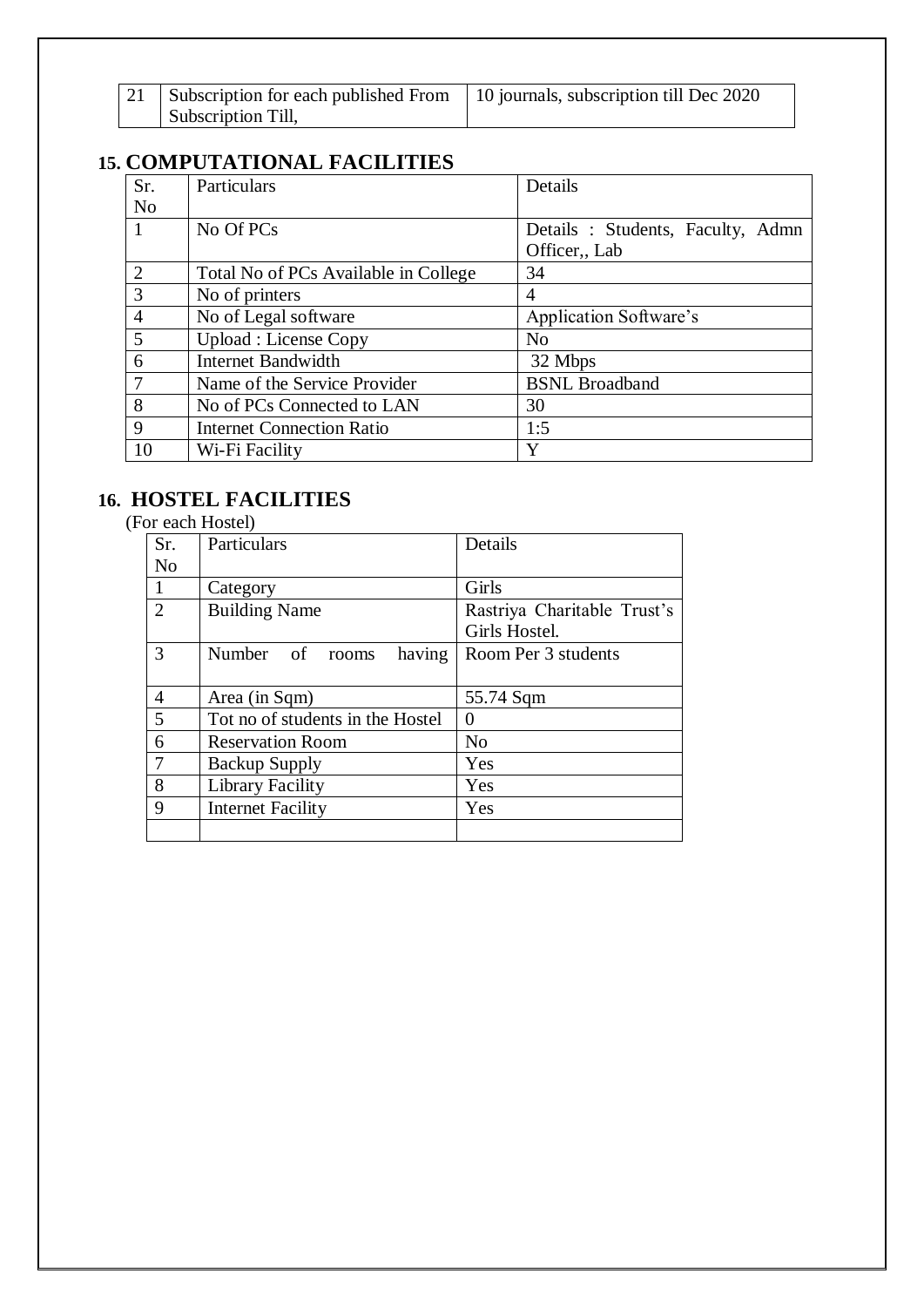| 21 | Subscription for each published From Subscription Till, | 10 journals, subscription till Dec 2020 |
|---|---|---|

## 15. COMPUTATIONAL FACILITIES

| Sr. No | Particulars | Details |
|---|---|---|
| 1 | No Of PCs | Details : Students, Faculty, Admn Officer,, Lab |
| 2 | Total No of PCs Available in College | 34 |
| 3 | No of printers | 4 |
| 4 | No of Legal software | Application Software's |
| 5 | Upload : License Copy | No |
| 6 | Internet Bandwidth | 32 Mbps |
| 7 | Name of the Service Provider | BSNL Broadband |
| 8 | No of PCs Connected to LAN | 30 |
| 9 | Internet Connection Ratio | 1:5 |
| 10 | Wi-Fi Facility | Y |

## 16. HOSTEL FACILITIES

(For each Hostel)

| Sr. No | Particulars | Details |
|---|---|---|
| 1 | Category | Girls |
| 2 | Building Name | Rastriya Charitable Trust's Girls Hostel. |
| 3 | Number of rooms having | Room Per 3 students |
| 4 | Area (in Sqm) | 55.74 Sqm |
| 5 | Tot no of students in the Hostel | 0 |
| 6 | Reservation Room | No |
| 7 | Backup Supply | Yes |
| 8 | Library Facility | Yes |
| 9 | Internet Facility | Yes |
| | | |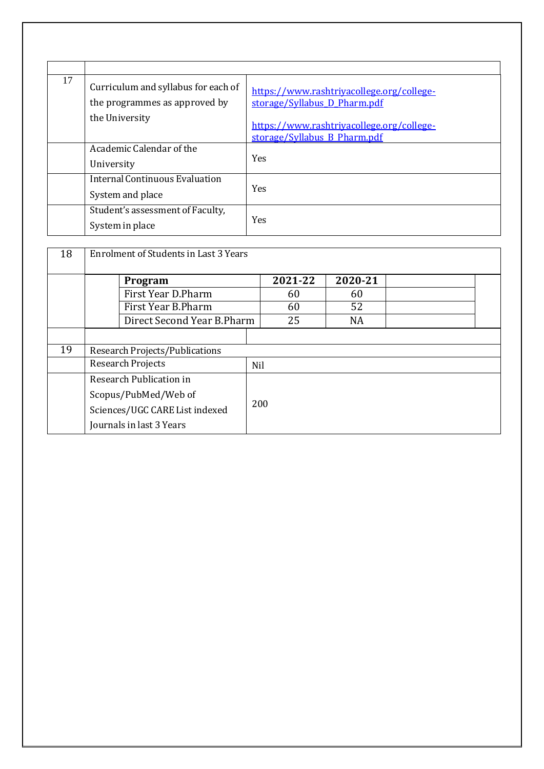| | | |
|---|---|---|
| 17 | Curriculum and syllabus for each of the programmes as approved by the University | https://www.rashtriyacollege.org/college-storage/Syllabus_D_Pharm.pdf<br><br>https://www.rashtriyacollege.org/college-storage/Syllabus_B_Pharm.pdf |
| | Academic Calendar of the University | Yes |
| | Internal Continuous Evaluation System and place | Yes |
| | Student's assessment of Faculty, System in place | Yes |

**18** Enrolment of Students in Last 3 Years

| Program | 2021-22 | 2020-21 | |
|---|---|---|---|
| First Year D.Pharm | 60 | 60 | |
| First Year B.Pharm | 60 | 52 | |
| Direct Second Year B.Pharm | 25 | NA | |

| | | |
|---|---|---|
| 19 | Research Projects/Publications | |
| | Research Projects | Nil |
| | Research Publication in Scopus/PubMed/Web of Sciences/UGC CARE List indexed Journals in last 3 Years | 200 |